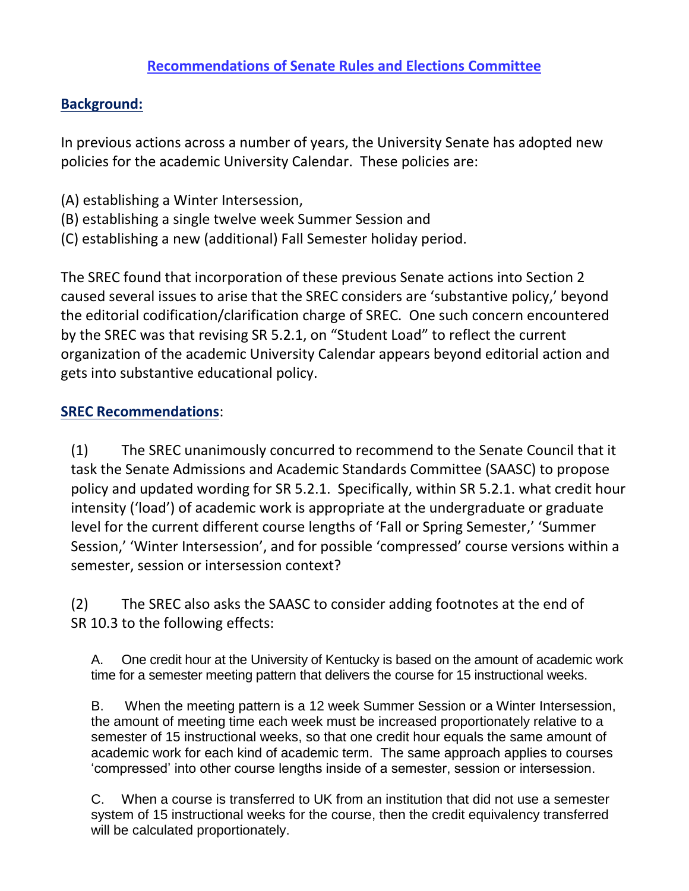# Recommendations of Senate Rules and Elections Committee

## Background:

In previous actions across a number of years, the University Senate has adopted new policies for the academic University Calendar. These policies are:

(A) establishing a Winter Intersession,
(B) establishing a single twelve week Summer Session and
(C) establishing a new (additional) Fall Semester holiday period.

The SREC found that incorporation of these previous Senate actions into Section 2 caused several issues to arise that the SREC considers are 'substantive policy,' beyond the editorial codification/clarification charge of SREC. One such concern encountered by the SREC was that revising SR 5.2.1, on "Student Load" to reflect the current organization of the academic University Calendar appears beyond editorial action and gets into substantive educational policy.

## SREC Recommendations:

(1) The SREC unanimously concurred to recommend to the Senate Council that it task the Senate Admissions and Academic Standards Committee (SAASC) to propose policy and updated wording for SR 5.2.1. Specifically, within SR 5.2.1. what credit hour intensity ('load') of academic work is appropriate at the undergraduate or graduate level for the current different course lengths of 'Fall or Spring Semester,' 'Summer Session,' 'Winter Intersession', and for possible 'compressed' course versions within a semester, session or intersession context?

(2) The SREC also asks the SAASC to consider adding footnotes at the end of SR 10.3 to the following effects:

> A. One credit hour at the University of Kentucky is based on the amount of academic work time for a semester meeting pattern that delivers the course for 15 instructional weeks.
>
> B. When the meeting pattern is a 12 week Summer Session or a Winter Intersession, the amount of meeting time each week must be increased proportionately relative to a semester of 15 instructional weeks, so that one credit hour equals the same amount of academic work for each kind of academic term. The same approach applies to courses 'compressed' into other course lengths inside of a semester, session or intersession.
>
> C. When a course is transferred to UK from an institution that did not use a semester system of 15 instructional weeks for the course, then the credit equivalency transferred will be calculated proportionately.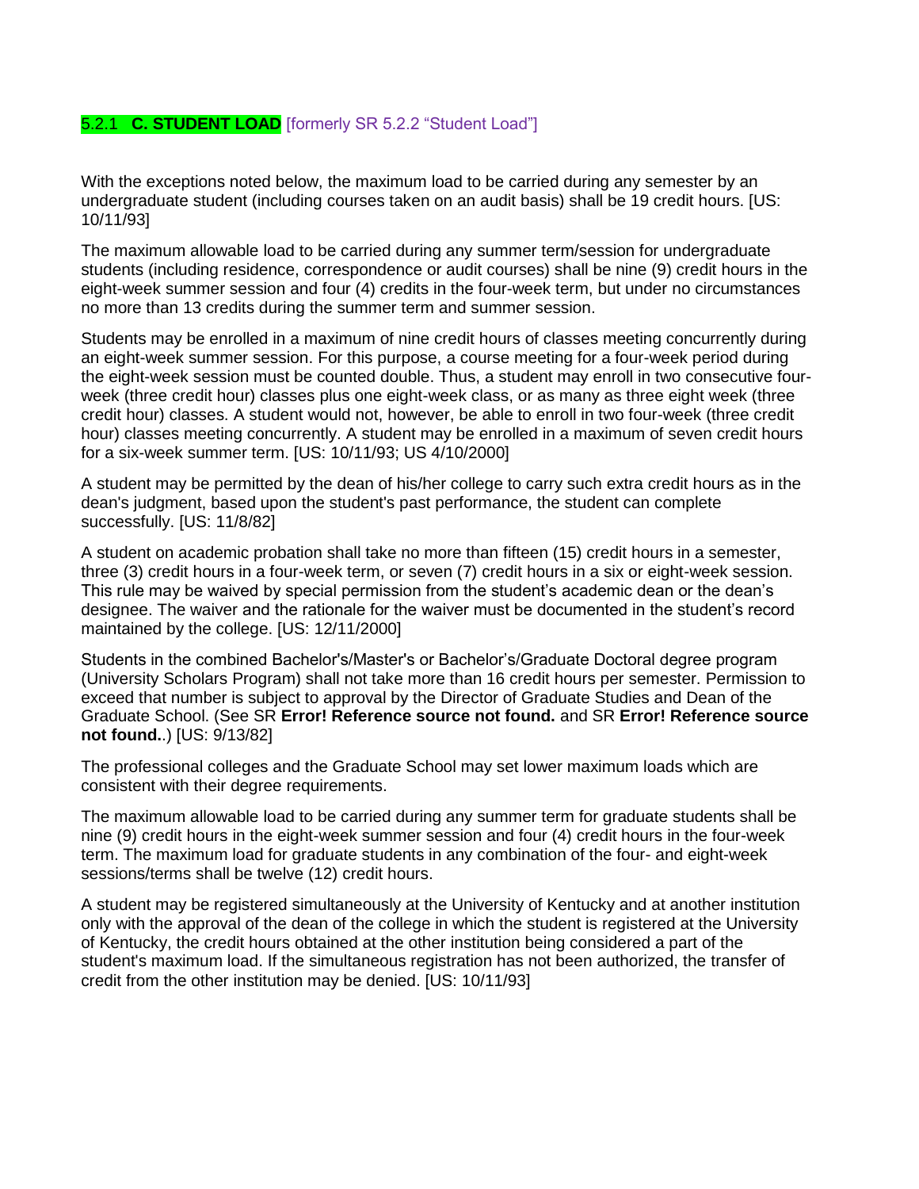### 5.2.1 **C. STUDENT LOAD** [formerly SR 5.2.2 "Student Load"]

With the exceptions noted below, the maximum load to be carried during any semester by an undergraduate student (including courses taken on an audit basis) shall be 19 credit hours. [US: 10/11/93]

The maximum allowable load to be carried during any summer term/session for undergraduate students (including residence, correspondence or audit courses) shall be nine (9) credit hours in the eight-week summer session and four (4) credits in the four-week term, but under no circumstances no more than 13 credits during the summer term and summer session.

Students may be enrolled in a maximum of nine credit hours of classes meeting concurrently during an eight-week summer session. For this purpose, a course meeting for a four-week period during the eight-week session must be counted double. Thus, a student may enroll in two consecutive four-week (three credit hour) classes plus one eight-week class, or as many as three eight week (three credit hour) classes. A student would not, however, be able to enroll in two four-week (three credit hour) classes meeting concurrently. A student may be enrolled in a maximum of seven credit hours for a six-week summer term. [US: 10/11/93; US 4/10/2000]

A student may be permitted by the dean of his/her college to carry such extra credit hours as in the dean's judgment, based upon the student's past performance, the student can complete successfully. [US: 11/8/82]

A student on academic probation shall take no more than fifteen (15) credit hours in a semester, three (3) credit hours in a four-week term, or seven (7) credit hours in a six or eight-week session. This rule may be waived by special permission from the student's academic dean or the dean's designee. The waiver and the rationale for the waiver must be documented in the student's record maintained by the college. [US: 12/11/2000]

Students in the combined Bachelor's/Master's or Bachelor's/Graduate Doctoral degree program (University Scholars Program) shall not take more than 16 credit hours per semester. Permission to exceed that number is subject to approval by the Director of Graduate Studies and Dean of the Graduate School. (See SR **Error! Reference source not found.** and SR **Error! Reference source not found.**.) [US: 9/13/82]

The professional colleges and the Graduate School may set lower maximum loads which are consistent with their degree requirements.

The maximum allowable load to be carried during any summer term for graduate students shall be nine (9) credit hours in the eight-week summer session and four (4) credit hours in the four-week term. The maximum load for graduate students in any combination of the four- and eight-week sessions/terms shall be twelve (12) credit hours.

A student may be registered simultaneously at the University of Kentucky and at another institution only with the approval of the dean of the college in which the student is registered at the University of Kentucky, the credit hours obtained at the other institution being considered a part of the student's maximum load. If the simultaneous registration has not been authorized, the transfer of credit from the other institution may be denied. [US: 10/11/93]